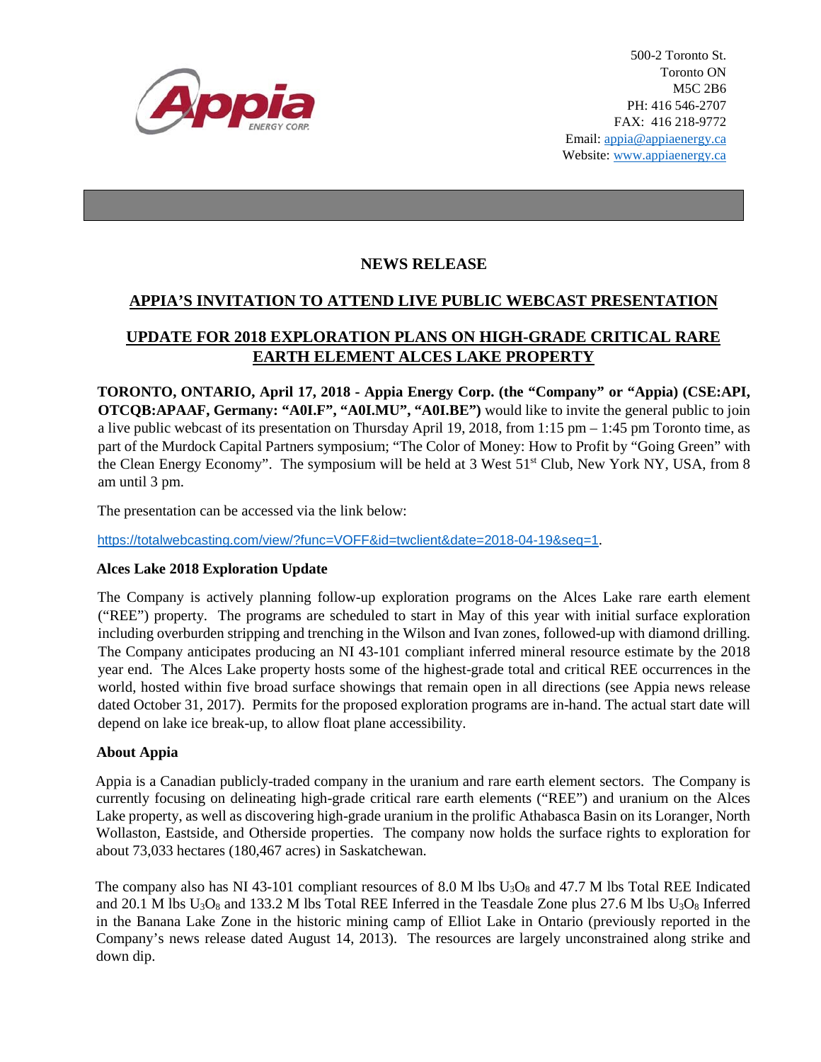500-2 Toronto St.
Toronto ON
M5C 2B6
PH: 416 546-2707
FAX: 416 218-9772
Email: appia@appiaenergy.ca
Website: www.appiaenergy.ca

# NEWS RELEASE

## APPIA'S INVITATION TO ATTEND LIVE PUBLIC WEBCAST PRESENTATION

## UPDATE FOR 2018 EXPLORATION PLANS ON HIGH-GRADE CRITICAL RARE EARTH ELEMENT ALCES LAKE PROPERTY

**TORONTO, ONTARIO, April 17, 2018 - Appia Energy Corp. (the "Company" or "Appia) (CSE:API, OTCQB:APAAF, Germany: "A0I.F", "A0I.MU", "A0I.BE")** would like to invite the general public to join a live public webcast of its presentation on Thursday April 19, 2018, from 1:15 pm – 1:45 pm Toronto time, as part of the Murdock Capital Partners symposium; "The Color of Money: How to Profit by "Going Green" with the Clean Energy Economy". The symposium will be held at 3 West 51st Club, New York NY, USA, from 8 am until 3 pm.

The presentation can be accessed via the link below:

https://totalwebcasting.com/view/?func=VOFF&id=twclient&date=2018-04-19&seq=1.

**Alces Lake 2018 Exploration Update**

The Company is actively planning follow-up exploration programs on the Alces Lake rare earth element ("REE") property. The programs are scheduled to start in May of this year with initial surface exploration including overburden stripping and trenching in the Wilson and Ivan zones, followed-up with diamond drilling. The Company anticipates producing an NI 43-101 compliant inferred mineral resource estimate by the 2018 year end. The Alces Lake property hosts some of the highest-grade total and critical REE occurrences in the world, hosted within five broad surface showings that remain open in all directions (see Appia news release dated October 31, 2017). Permits for the proposed exploration programs are in-hand. The actual start date will depend on lake ice break-up, to allow float plane accessibility.

**About Appia**

Appia is a Canadian publicly-traded company in the uranium and rare earth element sectors. The Company is currently focusing on delineating high-grade critical rare earth elements ("REE") and uranium on the Alces Lake property, as well as discovering high-grade uranium in the prolific Athabasca Basin on its Loranger, North Wollaston, Eastside, and Otherside properties. The company now holds the surface rights to exploration for about 73,033 hectares (180,467 acres) in Saskatchewan.

The company also has NI 43-101 compliant resources of 8.0 M lbs $U_3O_8$ and 47.7 M lbs Total REE Indicated and 20.1 M lbs $U_3O_8$ and 133.2 M lbs Total REE Inferred in the Teasdale Zone plus 27.6 M lbs $U_3O_8$ Inferred in the Banana Lake Zone in the historic mining camp of Elliot Lake in Ontario (previously reported in the Company's news release dated August 14, 2013). The resources are largely unconstrained along strike and down dip.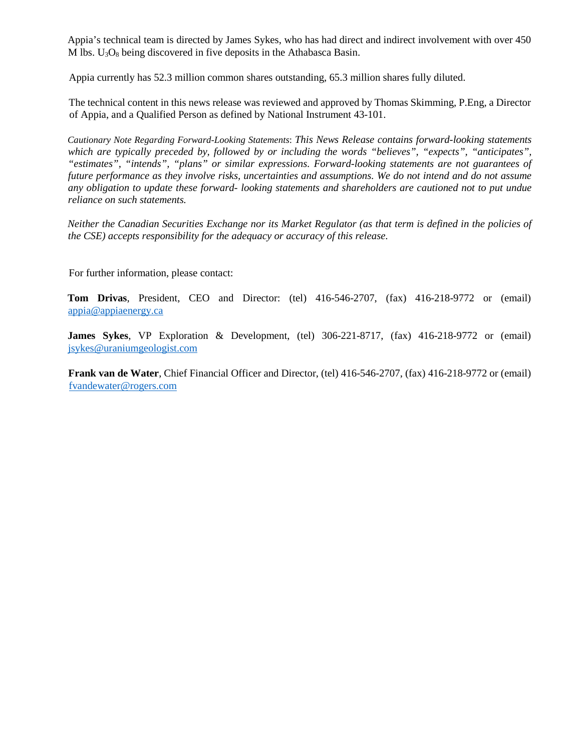Appia's technical team is directed by James Sykes, who has had direct and indirect involvement with over 450 M lbs. $U_3O_8$ being discovered in five deposits in the Athabasca Basin.

Appia currently has 52.3 million common shares outstanding, 65.3 million shares fully diluted.

The technical content in this news release was reviewed and approved by Thomas Skimming, P.Eng, a Director of Appia, and a Qualified Person as defined by National Instrument 43-101.

*Cautionary Note Regarding Forward-Looking Statements*: *This News Release contains forward-looking statements which are typically preceded by, followed by or including the words "believes", "expects", "anticipates", "estimates", "intends", "plans" or similar expressions. Forward-looking statements are not guarantees of future performance as they involve risks, uncertainties and assumptions. We do not intend and do not assume any obligation to update these forward- looking statements and shareholders are cautioned not to put undue reliance on such statements.*

*Neither the Canadian Securities Exchange nor its Market Regulator (as that term is defined in the policies of the CSE) accepts responsibility for the adequacy or accuracy of this release.*

For further information, please contact:

**Tom Drivas**, President, CEO and Director: (tel) 416-546-2707, (fax) 416-218-9772 or (email) appia@appiaenergy.ca

**James Sykes**, VP Exploration & Development, (tel) 306-221-8717, (fax) 416-218-9772 or (email) jsykes@uraniumgeologist.com

**Frank van de Water**, Chief Financial Officer and Director, (tel) 416-546-2707, (fax) 416-218-9772 or (email) fvandewater@rogers.com